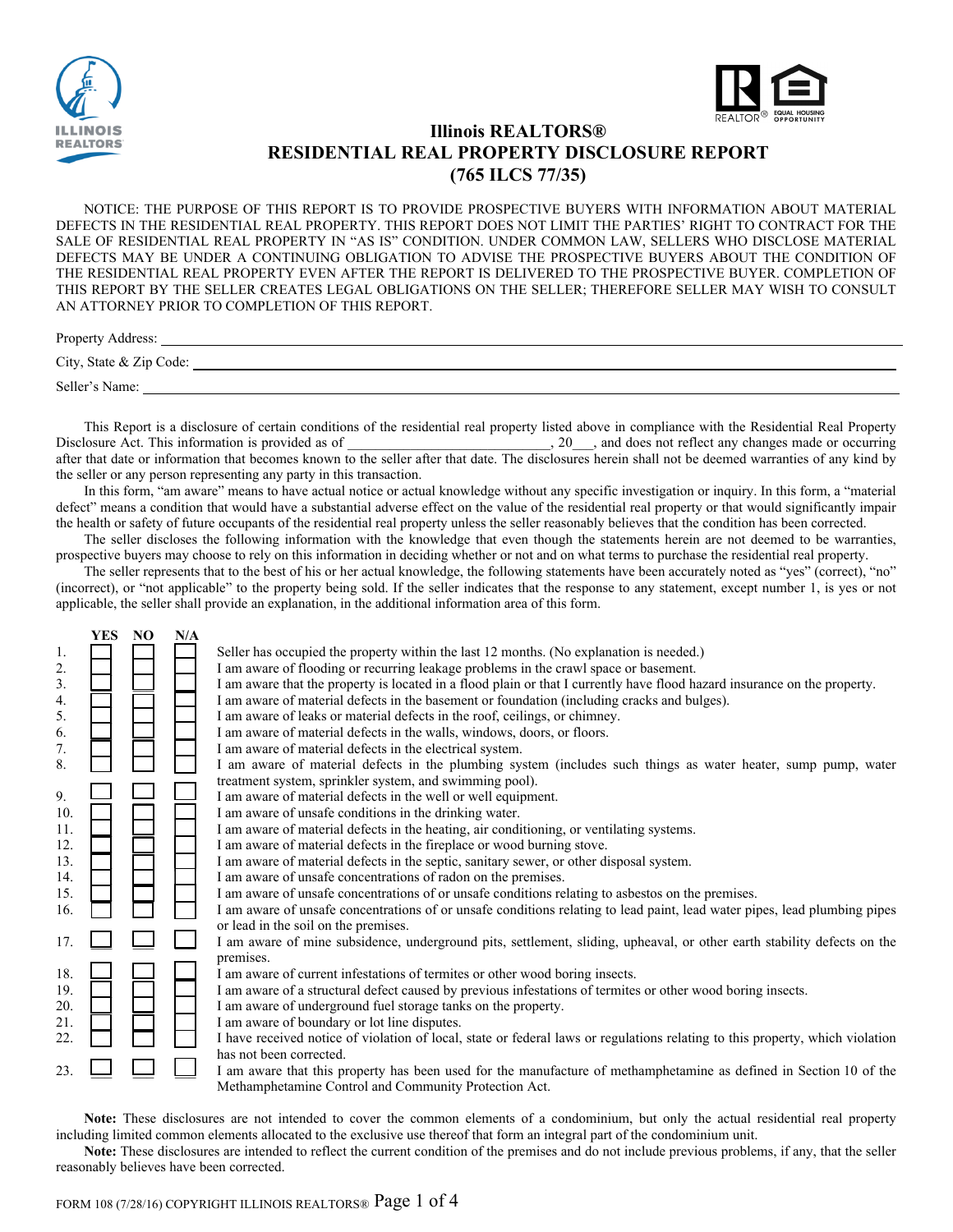# Illinois REALTORS®
## RESIDENTIAL REAL PROPERTY DISCLOSURE REPORT
## (765 ILCS 77/35)

NOTICE: THE PURPOSE OF THIS REPORT IS TO PROVIDE PROSPECTIVE BUYERS WITH INFORMATION ABOUT MATERIAL DEFECTS IN THE RESIDENTIAL REAL PROPERTY. THIS REPORT DOES NOT LIMIT THE PARTIES' RIGHT TO CONTRACT FOR THE SALE OF RESIDENTIAL REAL PROPERTY IN "AS IS" CONDITION. UNDER COMMON LAW, SELLERS WHO DISCLOSE MATERIAL DEFECTS MAY BE UNDER A CONTINUING OBLIGATION TO ADVISE THE PROSPECTIVE BUYERS ABOUT THE CONDITION OF THE RESIDENTIAL REAL PROPERTY EVEN AFTER THE REPORT IS DELIVERED TO THE PROSPECTIVE BUYER. COMPLETION OF THIS REPORT BY THE SELLER CREATES LEGAL OBLIGATIONS ON THE SELLER; THEREFORE SELLER MAY WISH TO CONSULT AN ATTORNEY PRIOR TO COMPLETION OF THIS REPORT.

Property Address: ______________________________

City, State & Zip Code: ______________________________

Seller's Name: ______________________________

This Report is a disclosure of certain conditions of the residential real property listed above in compliance with the Residential Real Property Disclosure Act. This information is provided as of ____________________________, 20___, and does not reflect any changes made or occurring after that date or information that becomes known to the seller after that date. The disclosures herein shall not be deemed warranties of any kind by the seller or any person representing any party in this transaction.

In this form, "am aware" means to have actual notice or actual knowledge without any specific investigation or inquiry. In this form, a "material defect" means a condition that would have a substantial adverse effect on the value of the residential real property or that would significantly impair the health or safety of future occupants of the residential real property unless the seller reasonably believes that the condition has been corrected.

The seller discloses the following information with the knowledge that even though the statements herein are not deemed to be warranties, prospective buyers may choose to rely on this information in deciding whether or not and on what terms to purchase the residential real property.

The seller represents that to the best of his or her actual knowledge, the following statements have been accurately noted as "yes" (correct), "no" (incorrect), or "not applicable" to the property being sold. If the seller indicates that the response to any statement, except number 1, is yes or not applicable, the seller shall provide an explanation, in the additional information area of this form.

| | YES | NO | N/A | |
|---|---|---|---|---|
| 1. | ☐ | ☐ | ☐ | Seller has occupied the property within the last 12 months. (No explanation is needed.) |
| 2. | ☐ | ☐ | ☐ | I am aware of flooding or recurring leakage problems in the crawl space or basement. |
| 3. | ☐ | ☐ | ☐ | I am aware that the property is located in a flood plain or that I currently have flood hazard insurance on the property. |
| 4. | ☐ | ☐ | ☐ | I am aware of material defects in the basement or foundation (including cracks and bulges). |
| 5. | ☐ | ☐ | ☐ | I am aware of leaks or material defects in the roof, ceilings, or chimney. |
| 6. | ☐ | ☐ | ☐ | I am aware of material defects in the walls, windows, doors, or floors. |
| 7. | ☐ | ☐ | ☐ | I am aware of material defects in the electrical system. |
| 8. | ☐ | ☐ | ☐ | I am aware of material defects in the plumbing system (includes such things as water heater, sump pump, water treatment system, sprinkler system, and swimming pool). |
| 9. | ☐ | ☐ | ☐ | I am aware of material defects in the well or well equipment. |
| 10. | ☐ | ☐ | ☐ | I am aware of unsafe conditions in the drinking water. |
| 11. | ☐ | ☐ | ☐ | I am aware of material defects in the heating, air conditioning, or ventilating systems. |
| 12. | ☐ | ☐ | ☐ | I am aware of material defects in the fireplace or wood burning stove. |
| 13. | ☐ | ☐ | ☐ | I am aware of material defects in the septic, sanitary sewer, or other disposal system. |
| 14. | ☐ | ☐ | ☐ | I am aware of unsafe concentrations of radon on the premises. |
| 15. | ☐ | ☐ | ☐ | I am aware of unsafe concentrations of or unsafe conditions relating to asbestos on the premises. |
| 16. | ☐ | ☐ | ☐ | I am aware of unsafe concentrations of or unsafe conditions relating to lead paint, lead water pipes, lead plumbing pipes or lead in the soil on the premises. |
| 17. | ☐ | ☐ | ☐ | I am aware of mine subsidence, underground pits, settlement, sliding, upheaval, or other earth stability defects on the premises. |
| 18. | ☐ | ☐ | ☐ | I am aware of current infestations of termites or other wood boring insects. |
| 19. | ☐ | ☐ | ☐ | I am aware of a structural defect caused by previous infestations of termites or other wood boring insects. |
| 20. | ☐ | ☐ | ☐ | I am aware of underground fuel storage tanks on the property. |
| 21. | ☐ | ☐ | ☐ | I am aware of boundary or lot line disputes. |
| 22. | ☐ | ☐ | ☐ | I have received notice of violation of local, state or federal laws or regulations relating to this property, which violation has not been corrected. |
| 23. | ☐ | ☐ | ☐ | I am aware that this property has been used for the manufacture of methamphetamine as defined in Section 10 of the Methamphetamine Control and Community Protection Act. |

**Note:** These disclosures are not intended to cover the common elements of a condominium, but only the actual residential real property including limited common elements allocated to the exclusive use thereof that form an integral part of the condominium unit.

**Note:** These disclosures are intended to reflect the current condition of the premises and do not include previous problems, if any, that the seller reasonably believes have been corrected.

FORM 108 (7/28/16) COPYRIGHT ILLINOIS REALTORS®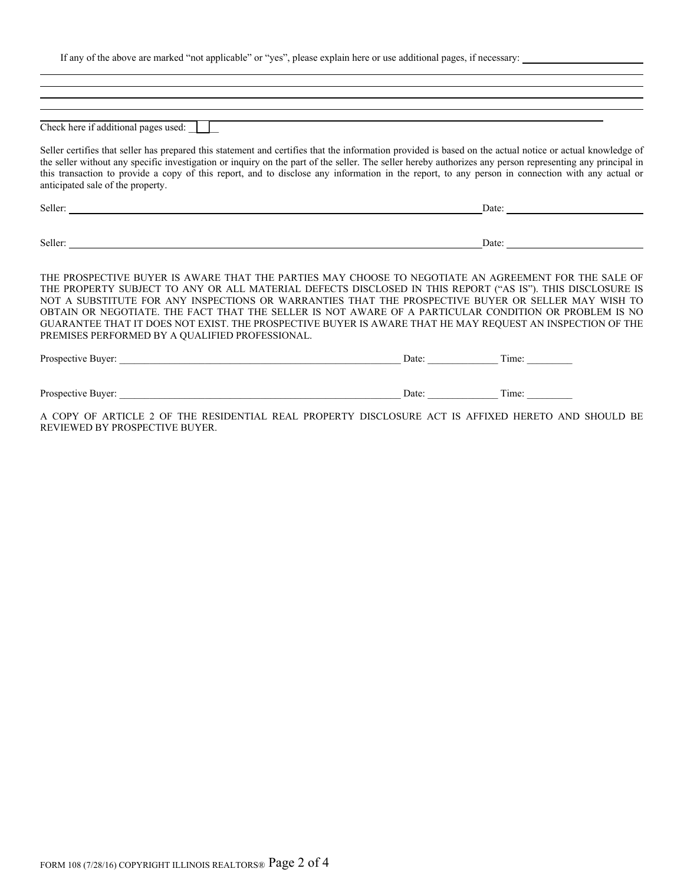If any of the above are marked "not applicable" or "yes", please explain here or use additional pages, if necessary: ______________________

______________________________________________________________________________

______________________________________________________________________________

______________________________________________________________________________

______________________________________________________________________________

______________________________________________________________________________

Check here if additional pages used: ☐

Seller certifies that seller has prepared this statement and certifies that the information provided is based on the actual notice or actual knowledge of the seller without any specific investigation or inquiry on the part of the seller. The seller hereby authorizes any person representing any principal in this transaction to provide a copy of this report, and to disclose any information in the report, to any person in connection with any actual or anticipated sale of the property.

Seller: ______________________________________________ Date: ____________________

Seller: ______________________________________________ Date: ____________________

THE PROSPECTIVE BUYER IS AWARE THAT THE PARTIES MAY CHOOSE TO NEGOTIATE AN AGREEMENT FOR THE SALE OF THE PROPERTY SUBJECT TO ANY OR ALL MATERIAL DEFECTS DISCLOSED IN THIS REPORT ("AS IS"). THIS DISCLOSURE IS NOT A SUBSTITUTE FOR ANY INSPECTIONS OR WARRANTIES THAT THE PROSPECTIVE BUYER OR SELLER MAY WISH TO OBTAIN OR NEGOTIATE. THE FACT THAT THE SELLER IS NOT AWARE OF A PARTICULAR CONDITION OR PROBLEM IS NO GUARANTEE THAT IT DOES NOT EXIST. THE PROSPECTIVE BUYER IS AWARE THAT HE MAY REQUEST AN INSPECTION OF THE PREMISES PERFORMED BY A QUALIFIED PROFESSIONAL.

Prospective Buyer: ________________________________________ Date: ____________ Time: ________

Prospective Buyer: ________________________________________ Date: ____________ Time: ________

A COPY OF ARTICLE 2 OF THE RESIDENTIAL REAL PROPERTY DISCLOSURE ACT IS AFFIXED HERETO AND SHOULD BE REVIEWED BY PROSPECTIVE BUYER.

FORM 108 (7/28/16) COPYRIGHT ILLINOIS REALTORS®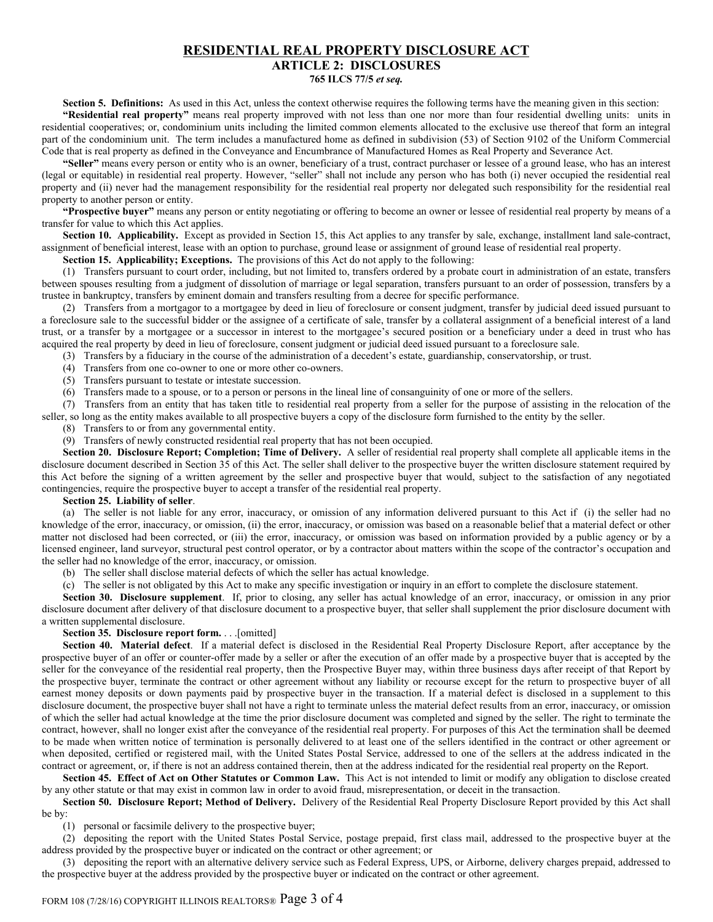# RESIDENTIAL REAL PROPERTY DISCLOSURE ACT

## ARTICLE 2: DISCLOSURES

### 765 ILCS 77/5 *et seq.*

**Section 5. Definitions:** As used in this Act, unless the context otherwise requires the following terms have the meaning given in this section:

**"Residential real property"** means real property improved with not less than one nor more than four residential dwelling units: units in residential cooperatives; or, condominium units including the limited common elements allocated to the exclusive use thereof that form an integral part of the condominium unit. The term includes a manufactured home as defined in subdivision (53) of Section 9102 of the Uniform Commercial Code that is real property as defined in the Conveyance and Encumbrance of Manufactured Homes as Real Property and Severance Act.

**"Seller"** means every person or entity who is an owner, beneficiary of a trust, contract purchaser or lessee of a ground lease, who has an interest (legal or equitable) in residential real property. However, "seller" shall not include any person who has both (i) never occupied the residential real property and (ii) never had the management responsibility for the residential real property nor delegated such responsibility for the residential real property to another person or entity.

**"Prospective buyer"** means any person or entity negotiating or offering to become an owner or lessee of residential real property by means of a transfer for value to which this Act applies.

**Section 10. Applicability.** Except as provided in Section 15, this Act applies to any transfer by sale, exchange, installment land sale-contract, assignment of beneficial interest, lease with an option to purchase, ground lease or assignment of ground lease of residential real property.

**Section 15. Applicability; Exceptions.** The provisions of this Act do not apply to the following:

(1) Transfers pursuant to court order, including, but not limited to, transfers ordered by a probate court in administration of an estate, transfers between spouses resulting from a judgment of dissolution of marriage or legal separation, transfers pursuant to an order of possession, transfers by a trustee in bankruptcy, transfers by eminent domain and transfers resulting from a decree for specific performance.

(2) Transfers from a mortgagor to a mortgagee by deed in lieu of foreclosure or consent judgment, transfer by judicial deed issued pursuant to a foreclosure sale to the successful bidder or the assignee of a certificate of sale, transfer by a collateral assignment of a beneficial interest of a land trust, or a transfer by a mortgagee or a successor in interest to the mortgagee's secured position or a beneficiary under a deed in trust who has acquired the real property by deed in lieu of foreclosure, consent judgment or judicial deed issued pursuant to a foreclosure sale.

(3) Transfers by a fiduciary in the course of the administration of a decedent's estate, guardianship, conservatorship, or trust.

(4) Transfers from one co-owner to one or more other co-owners.

(5) Transfers pursuant to testate or intestate succession.

(6) Transfers made to a spouse, or to a person or persons in the lineal line of consanguinity of one or more of the sellers.

(7) Transfers from an entity that has taken title to residential real property from a seller for the purpose of assisting in the relocation of the seller, so long as the entity makes available to all prospective buyers a copy of the disclosure form furnished to the entity by the seller.

(8) Transfers to or from any governmental entity.

(9) Transfers of newly constructed residential real property that has not been occupied.

**Section 20. Disclosure Report; Completion; Time of Delivery.** A seller of residential real property shall complete all applicable items in the disclosure document described in Section 35 of this Act. The seller shall deliver to the prospective buyer the written disclosure statement required by this Act before the signing of a written agreement by the seller and prospective buyer that would, subject to the satisfaction of any negotiated contingencies, require the prospective buyer to accept a transfer of the residential real property.

**Section 25. Liability of seller**.

(a) The seller is not liable for any error, inaccuracy, or omission of any information delivered pursuant to this Act if (i) the seller had no knowledge of the error, inaccuracy, or omission, (ii) the error, inaccuracy, or omission was based on a reasonable belief that a material defect or other matter not disclosed had been corrected, or (iii) the error, inaccuracy, or omission was based on information provided by a public agency or by a licensed engineer, land surveyor, structural pest control operator, or by a contractor about matters within the scope of the contractor's occupation and the seller had no knowledge of the error, inaccuracy, or omission.

(b) The seller shall disclose material defects of which the seller has actual knowledge.

(c) The seller is not obligated by this Act to make any specific investigation or inquiry in an effort to complete the disclosure statement.

**Section 30. Disclosure supplement**. If, prior to closing, any seller has actual knowledge of an error, inaccuracy, or omission in any prior disclosure document after delivery of that disclosure document to a prospective buyer, that seller shall supplement the prior disclosure document with a written supplemental disclosure.

**Section 35. Disclosure report form.** . . .[omitted]

**Section 40. Material defect**. If a material defect is disclosed in the Residential Real Property Disclosure Report, after acceptance by the prospective buyer of an offer or counter-offer made by a seller or after the execution of an offer made by a prospective buyer that is accepted by the seller for the conveyance of the residential real property, then the Prospective Buyer may, within three business days after receipt of that Report by the prospective buyer, terminate the contract or other agreement without any liability or recourse except for the return to prospective buyer of all earnest money deposits or down payments paid by prospective buyer in the transaction. If a material defect is disclosed in a supplement to this disclosure document, the prospective buyer shall not have a right to terminate unless the material defect results from an error, inaccuracy, or omission of which the seller had actual knowledge at the time the prior disclosure document was completed and signed by the seller. The right to terminate the contract, however, shall no longer exist after the conveyance of the residential real property. For purposes of this Act the termination shall be deemed to be made when written notice of termination is personally delivered to at least one of the sellers identified in the contract or other agreement or when deposited, certified or registered mail, with the United States Postal Service, addressed to one of the sellers at the address indicated in the contract or agreement, or, if there is not an address contained therein, then at the address indicated for the residential real property on the Report.

**Section 45. Effect of Act on Other Statutes or Common Law.** This Act is not intended to limit or modify any obligation to disclose created by any other statute or that may exist in common law in order to avoid fraud, misrepresentation, or deceit in the transaction.

**Section 50. Disclosure Report; Method of Delivery.** Delivery of the Residential Real Property Disclosure Report provided by this Act shall be by:

(1) personal or facsimile delivery to the prospective buyer;

(2) depositing the report with the United States Postal Service, postage prepaid, first class mail, addressed to the prospective buyer at the address provided by the prospective buyer or indicated on the contract or other agreement; or

(3) depositing the report with an alternative delivery service such as Federal Express, UPS, or Airborne, delivery charges prepaid, addressed to the prospective buyer at the address provided by the prospective buyer or indicated on the contract or other agreement.

FORM 108 (7/28/16) COPYRIGHT ILLINOIS REALTORS®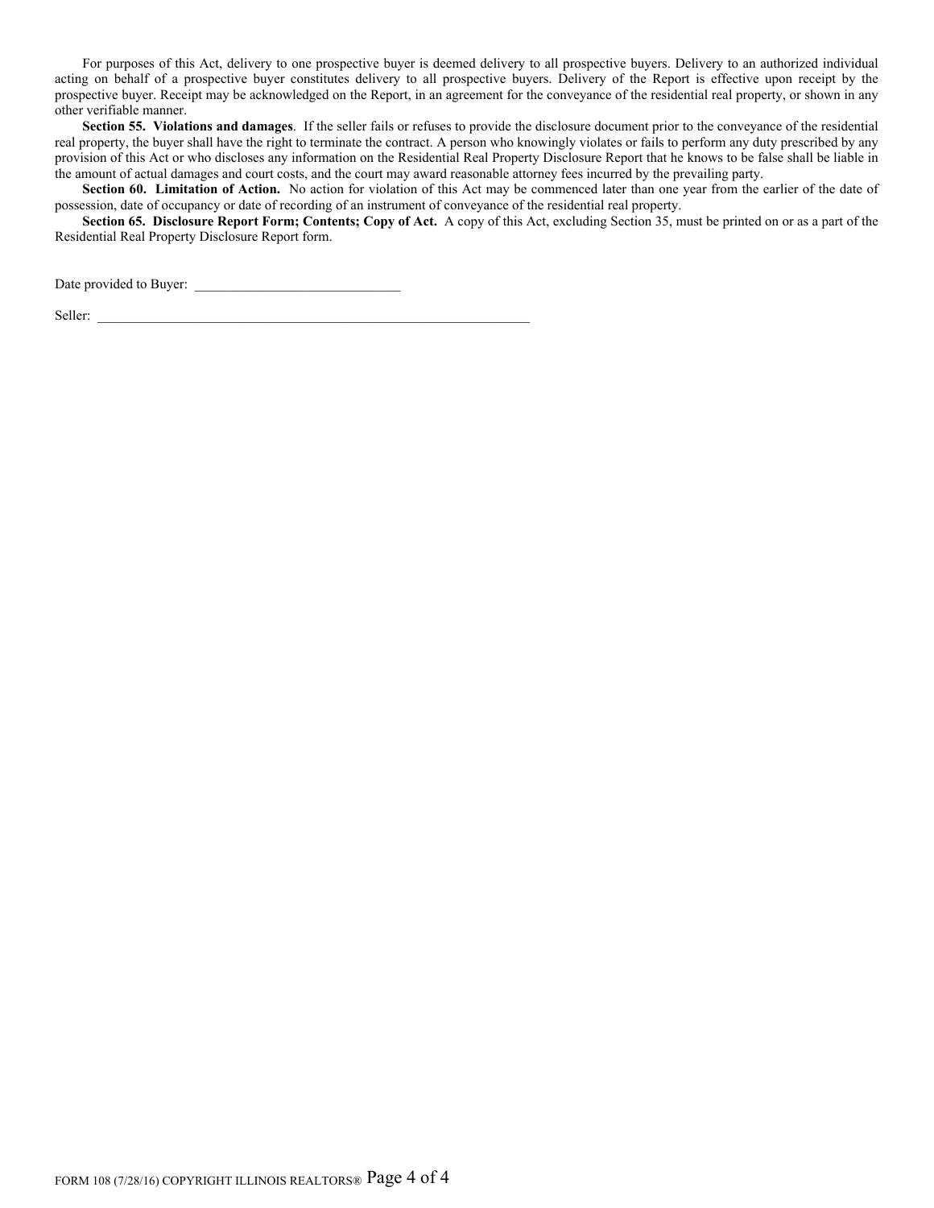For purposes of this Act, delivery to one prospective buyer is deemed delivery to all prospective buyers. Delivery to an authorized individual acting on behalf of a prospective buyer constitutes delivery to all prospective buyers. Delivery of the Report is effective upon receipt by the prospective buyer. Receipt may be acknowledged on the Report, in an agreement for the conveyance of the residential real property, or shown in any other verifiable manner.

**Section 55. Violations and damages**. If the seller fails or refuses to provide the disclosure document prior to the conveyance of the residential real property, the buyer shall have the right to terminate the contract. A person who knowingly violates or fails to perform any duty prescribed by any provision of this Act or who discloses any information on the Residential Real Property Disclosure Report that he knows to be false shall be liable in the amount of actual damages and court costs, and the court may award reasonable attorney fees incurred by the prevailing party.

**Section 60. Limitation of Action.** No action for violation of this Act may be commenced later than one year from the earlier of the date of possession, date of occupancy or date of recording of an instrument of conveyance of the residential real property.

**Section 65. Disclosure Report Form; Contents; Copy of Act.** A copy of this Act, excluding Section 35, must be printed on or as a part of the Residential Real Property Disclosure Report form.

Date provided to Buyer: ______________________________

Seller: ________________________________________________________________

FORM 108 (7/28/16) COPYRIGHT ILLINOIS REALTORS®